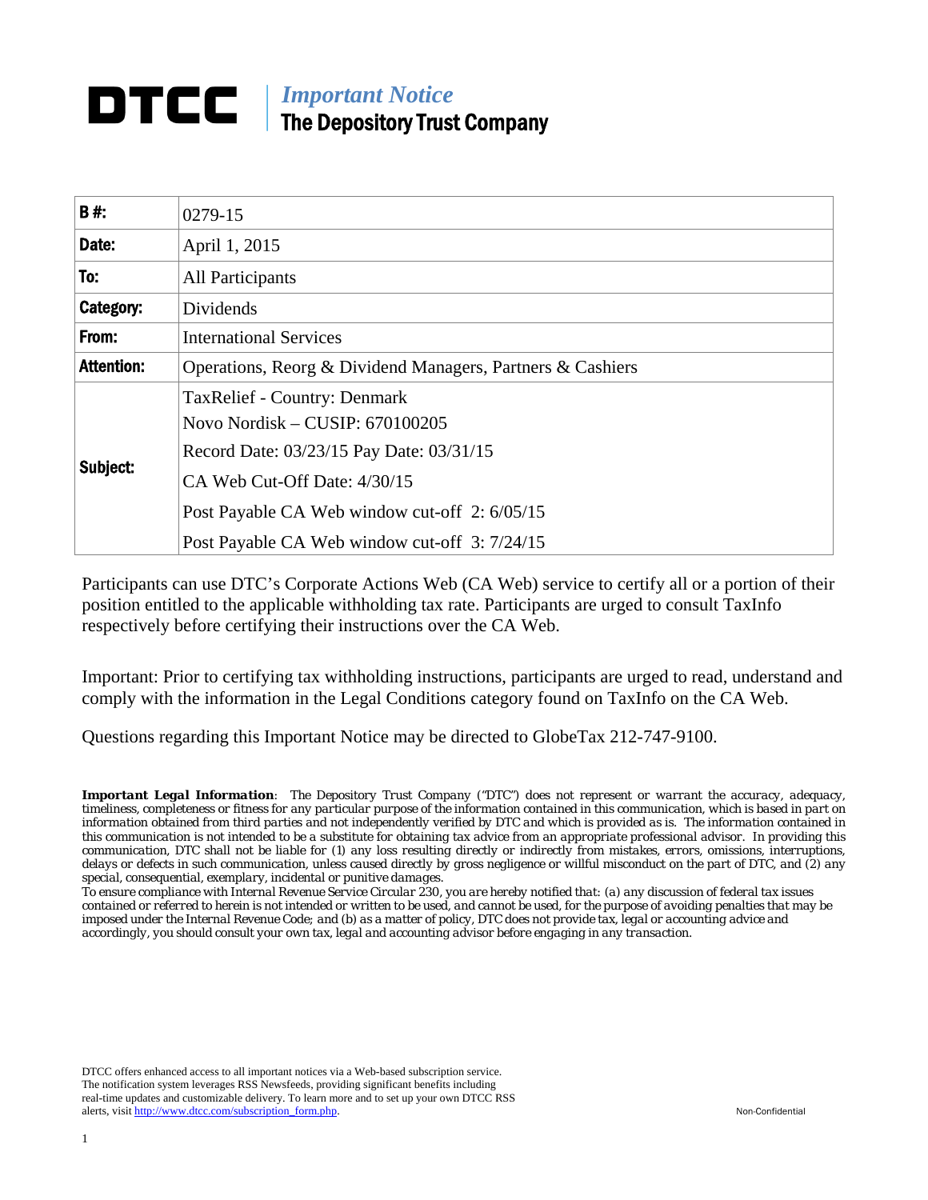# DTCC

*Important Notice*
**The Depository Trust Company**

| | |
|---|---|
| **B #:** | 0279-15 |
| **Date:** | April 1, 2015 |
| **To:** | All Participants |
| **Category:** | Dividends |
| **From:** | International Services |
| **Attention:** | Operations, Reorg & Dividend Managers, Partners & Cashiers |
| **Subject:** | TaxRelief - Country: Denmark<br>Novo Nordisk – CUSIP: 670100205<br>Record Date: 03/23/15 Pay Date: 03/31/15<br>CA Web Cut-Off Date: 4/30/15<br>Post Payable CA Web window cut-off 2: 6/05/15<br>Post Payable CA Web window cut-off 3: 7/24/15 |

Participants can use DTC's Corporate Actions Web (CA Web) service to certify all or a portion of their position entitled to the applicable withholding tax rate. Participants are urged to consult TaxInfo respectively before certifying their instructions over the CA Web.

Important: Prior to certifying tax withholding instructions, participants are urged to read, understand and comply with the information in the Legal Conditions category found on TaxInfo on the CA Web.

Questions regarding this Important Notice may be directed to GlobeTax 212-747-9100.

***Important Legal Information**: The Depository Trust Company ("DTC") does not represent or warrant the accuracy, adequacy, timeliness, completeness or fitness for any particular purpose of the information contained in this communication, which is based in part on information obtained from third parties and not independently verified by DTC and which is provided as is. The information contained in this communication is not intended to be a substitute for obtaining tax advice from an appropriate professional advisor. In providing this communication, DTC shall not be liable for (1) any loss resulting directly or indirectly from mistakes, errors, omissions, interruptions, delays or defects in such communication, unless caused directly by gross negligence or willful misconduct on the part of DTC, and (2) any special, consequential, exemplary, incidental or punitive damages.*

*To ensure compliance with Internal Revenue Service Circular 230, you are hereby notified that: (a) any discussion of federal tax issues contained or referred to herein is not intended or written to be used, and cannot be used, for the purpose of avoiding penalties that may be imposed under the Internal Revenue Code; and (b) as a matter of policy, DTC does not provide tax, legal or accounting advice and accordingly, you should consult your own tax, legal and accounting advisor before engaging in any transaction.*

DTCC offers enhanced access to all important notices via a Web-based subscription service. The notification system leverages RSS Newsfeeds, providing significant benefits including real-time updates and customizable delivery. To learn more and to set up your own DTCC RSS alerts, visit http://www.dtcc.com/subscription_form.php.

Non-Confidential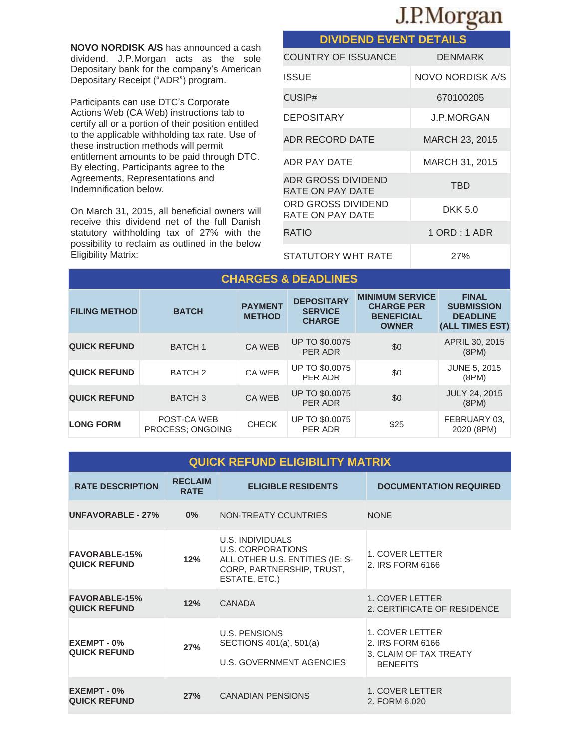J.P.Morgan

**NOVO NORDISK A/S** has announced a cash dividend. J.P.Morgan acts as the sole Depositary bank for the company's American Depositary Receipt ("ADR") program.

Participants can use DTC's Corporate Actions Web (CA Web) instructions tab to certify all or a portion of their position entitled to the applicable withholding tax rate. Use of these instruction methods will permit entitlement amounts to be paid through DTC. By electing, Participants agree to the Agreements, Representations and Indemnification below.

On March 31, 2015, all beneficial owners will receive this dividend net of the full Danish statutory withholding tax of 27% with the possibility to reclaim as outlined in the below Eligibility Matrix:

| DIVIDEND EVENT DETAILS | |
|---|---|
| COUNTRY OF ISSUANCE | DENMARK |
| ISSUE | NOVO NORDISK A/S |
| CUSIP# | 670100205 |
| DEPOSITARY | J.P.MORGAN |
| ADR RECORD DATE | MARCH 23, 2015 |
| ADR PAY DATE | MARCH 31, 2015 |
| ADR GROSS DIVIDEND RATE ON PAY DATE | TBD |
| ORD GROSS DIVIDEND RATE ON PAY DATE | DKK 5.0 |
| RATIO | 1 ORD : 1 ADR |
| STATUTORY WHT RATE | 27% |

## CHARGES & DEADLINES

| FILING METHOD | BATCH | PAYMENT METHOD | DEPOSITARY SERVICE CHARGE | MINIMUM SERVICE CHARGE PER BENEFICIAL OWNER | FINAL SUBMISSION DEADLINE (ALL TIMES EST) |
|---|---|---|---|---|---|
| **QUICK REFUND** | BATCH 1 | CA WEB | UP TO $0.0075 PER ADR | $0 | APRIL 30, 2015 (8PM) |
| **QUICK REFUND** | BATCH 2 | CA WEB | UP TO $0.0075 PER ADR | $0 | JUNE 5, 2015 (8PM) |
| **QUICK REFUND** | BATCH 3 | CA WEB | UP TO $0.0075 PER ADR | $0 | JULY 24, 2015 (8PM) |
| **LONG FORM** | POST-CA WEB PROCESS; ONGOING | CHECK | UP TO $0.0075 PER ADR | $25 | FEBRUARY 03, 2020 (8PM) |

## QUICK REFUND ELIGIBILITY MATRIX

| RATE DESCRIPTION | RECLAIM RATE | ELIGIBLE RESIDENTS | DOCUMENTATION REQUIRED |
|---|---|---|---|
| **UNFAVORABLE - 27%** | **0%** | NON-TREATY COUNTRIES | NONE |
| **FAVORABLE-15% QUICK REFUND** | **12%** | U.S. INDIVIDUALS<br>U.S. CORPORATIONS<br>ALL OTHER U.S. ENTITIES (IE: S-CORP, PARTNERSHIP, TRUST, ESTATE, ETC.) | 1. COVER LETTER<br>2. IRS FORM 6166 |
| **FAVORABLE-15% QUICK REFUND** | **12%** | CANADA | 1. COVER LETTER<br>2. CERTIFICATE OF RESIDENCE |
| **EXEMPT - 0% QUICK REFUND** | **27%** | U.S. PENSIONS<br>SECTIONS 401(a), 501(a)<br>U.S. GOVERNMENT AGENCIES | 1. COVER LETTER<br>2. IRS FORM 6166<br>3. CLAIM OF TAX TREATY BENEFITS |
| **EXEMPT - 0% QUICK REFUND** | **27%** | CANADIAN PENSIONS | 1. COVER LETTER<br>2. FORM 6.020 |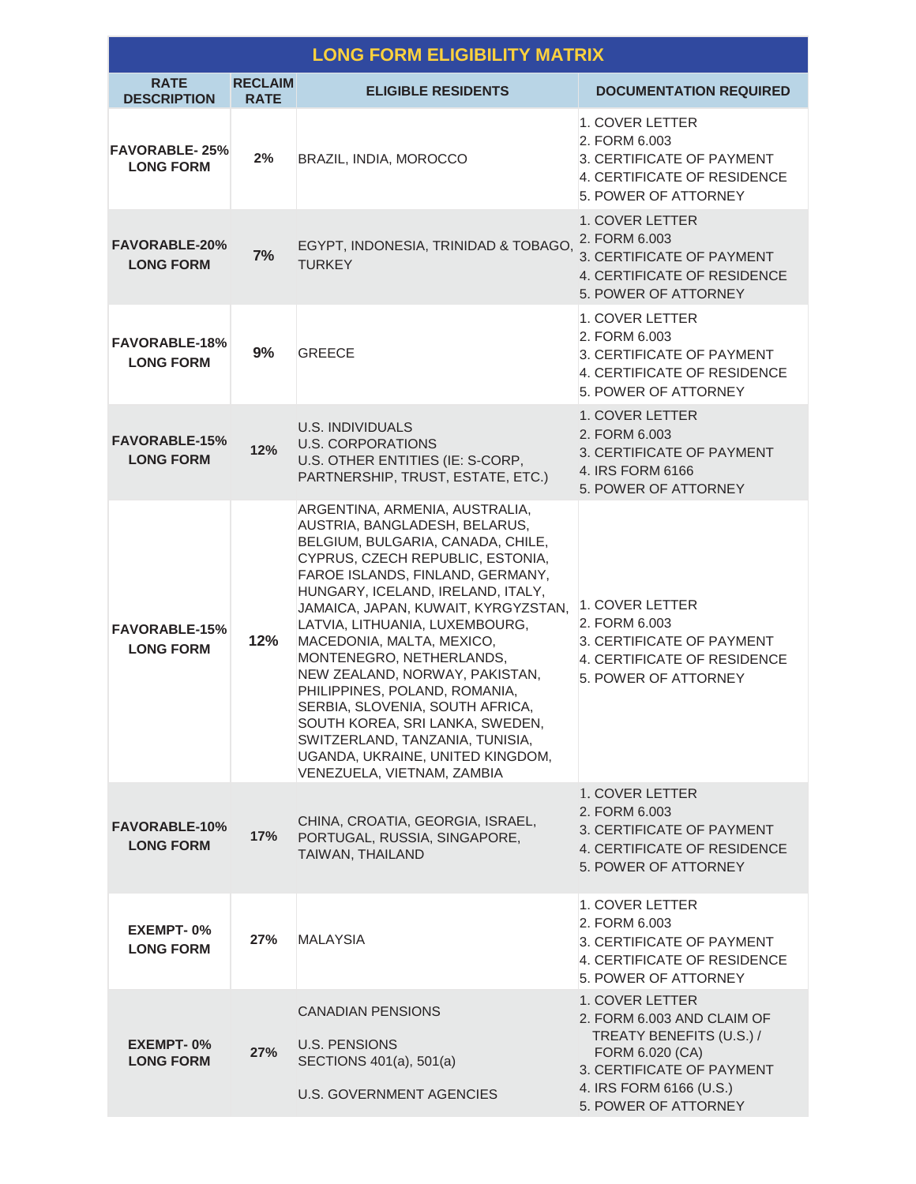| LONG FORM ELIGIBILITY MATRIX | | | |
|---|---|---|---|
| **RATE DESCRIPTION** | **RECLAIM RATE** | **ELIGIBLE RESIDENTS** | **DOCUMENTATION REQUIRED** |
| **FAVORABLE- 25% LONG FORM** | **2%** | BRAZIL, INDIA, MOROCCO | 1. COVER LETTER<br>2. FORM 6.003<br>3. CERTIFICATE OF PAYMENT<br>4. CERTIFICATE OF RESIDENCE<br>5. POWER OF ATTORNEY |
| **FAVORABLE-20% LONG FORM** | **7%** | EGYPT, INDONESIA, TRINIDAD & TOBAGO, TURKEY | 1. COVER LETTER<br>2. FORM 6.003<br>3. CERTIFICATE OF PAYMENT<br>4. CERTIFICATE OF RESIDENCE<br>5. POWER OF ATTORNEY |
| **FAVORABLE-18% LONG FORM** | **9%** | GREECE | 1. COVER LETTER<br>2. FORM 6.003<br>3. CERTIFICATE OF PAYMENT<br>4. CERTIFICATE OF RESIDENCE<br>5. POWER OF ATTORNEY |
| **FAVORABLE-15% LONG FORM** | **12%** | U.S. INDIVIDUALS<br>U.S. CORPORATIONS<br>U.S. OTHER ENTITIES (IE: S-CORP, PARTNERSHIP, TRUST, ESTATE, ETC.) | 1. COVER LETTER<br>2. FORM 6.003<br>3. CERTIFICATE OF PAYMENT<br>4. IRS FORM 6166<br>5. POWER OF ATTORNEY |
| **FAVORABLE-15% LONG FORM** | **12%** | ARGENTINA, ARMENIA, AUSTRALIA, AUSTRIA, BANGLADESH, BELARUS, BELGIUM, BULGARIA, CANADA, CHILE, CYPRUS, CZECH REPUBLIC, ESTONIA, FAROE ISLANDS, FINLAND, GERMANY, HUNGARY, ICELAND, IRELAND, ITALY, JAMAICA, JAPAN, KUWAIT, KYRGYZSTAN, LATVIA, LITHUANIA, LUXEMBOURG, MACEDONIA, MALTA, MEXICO, MONTENEGRO, NETHERLANDS, NEW ZEALAND, NORWAY, PAKISTAN, PHILIPPINES, POLAND, ROMANIA, SERBIA, SLOVENIA, SOUTH AFRICA, SOUTH KOREA, SRI LANKA, SWEDEN, SWITZERLAND, TANZANIA, TUNISIA, UGANDA, UKRAINE, UNITED KINGDOM, VENEZUELA, VIETNAM, ZAMBIA | 1. COVER LETTER<br>2. FORM 6.003<br>3. CERTIFICATE OF PAYMENT<br>4. CERTIFICATE OF RESIDENCE<br>5. POWER OF ATTORNEY |
| **FAVORABLE-10% LONG FORM** | **17%** | CHINA, CROATIA, GEORGIA, ISRAEL, PORTUGAL, RUSSIA, SINGAPORE, TAIWAN, THAILAND | 1. COVER LETTER<br>2. FORM 6.003<br>3. CERTIFICATE OF PAYMENT<br>4. CERTIFICATE OF RESIDENCE<br>5. POWER OF ATTORNEY |
| **EXEMPT- 0% LONG FORM** | **27%** | MALAYSIA | 1. COVER LETTER<br>2. FORM 6.003<br>3. CERTIFICATE OF PAYMENT<br>4. CERTIFICATE OF RESIDENCE<br>5. POWER OF ATTORNEY |
| **EXEMPT- 0% LONG FORM** | **27%** | CANADIAN PENSIONS<br><br>U.S. PENSIONS<br>SECTIONS 401(a), 501(a)<br><br>U.S. GOVERNMENT AGENCIES | 1. COVER LETTER<br>2. FORM 6.003 AND CLAIM OF TREATY BENEFITS (U.S.) / FORM 6.020 (CA)<br>3. CERTIFICATE OF PAYMENT<br>4. IRS FORM 6166 (U.S.)<br>5. POWER OF ATTORNEY |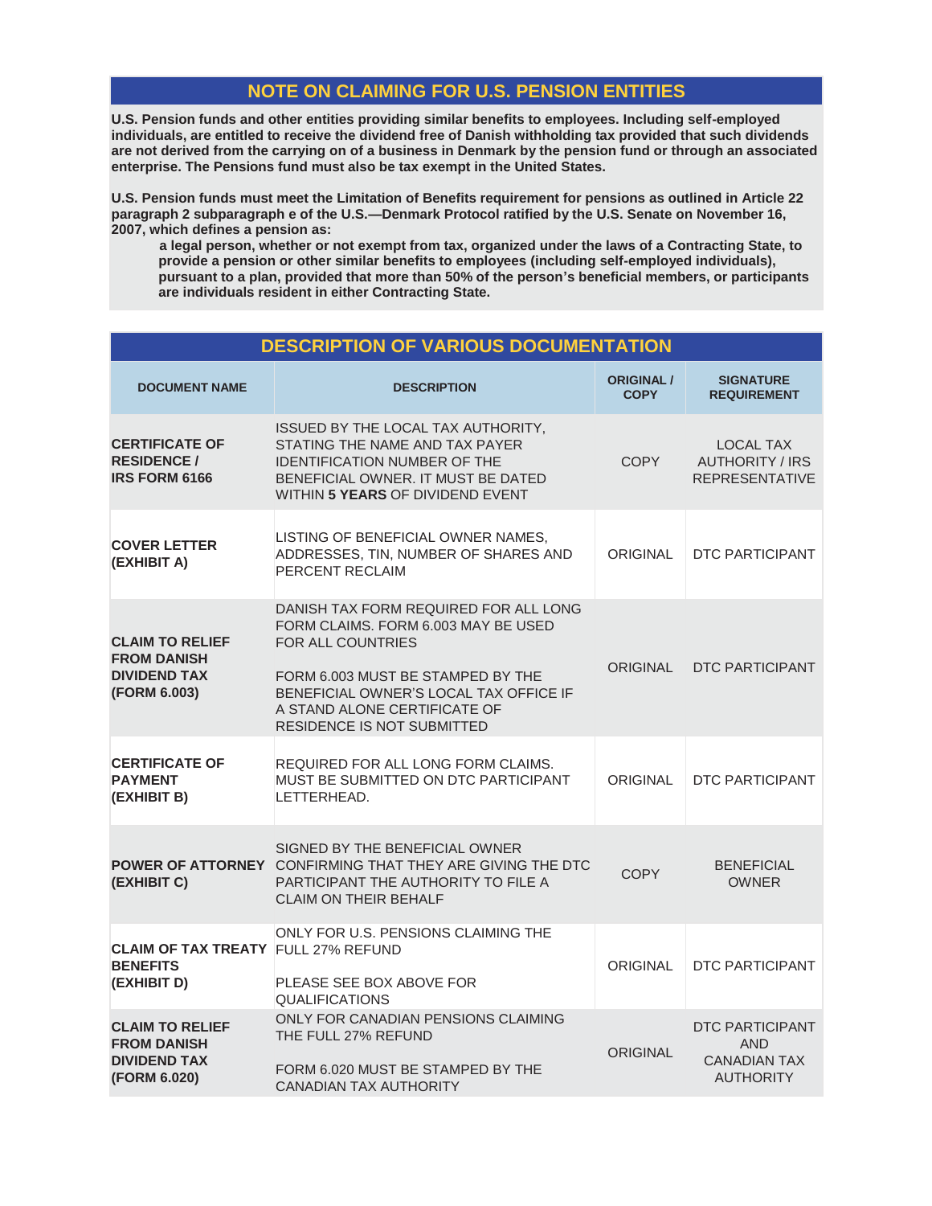## NOTE ON CLAIMING FOR U.S. PENSION ENTITIES

**U.S. Pension funds and other entities providing similar benefits to employees. Including self-employed individuals, are entitled to receive the dividend free of Danish withholding tax provided that such dividends are not derived from the carrying on of a business in Denmark by the pension fund or through an associated enterprise. The Pensions fund must also be tax exempt in the United States.**

**U.S. Pension funds must meet the Limitation of Benefits requirement for pensions as outlined in Article 22 paragraph 2 subparagraph e of the U.S.—Denmark Protocol ratified by the U.S. Senate on November 16, 2007, which defines a pension as:**

> **a legal person, whether or not exempt from tax, organized under the laws of a Contracting State, to provide a pension or other similar benefits to employees (including self-employed individuals), pursuant to a plan, provided that more than 50% of the person's beneficial members, or participants are individuals resident in either Contracting State.**

## DESCRIPTION OF VARIOUS DOCUMENTATION

| DOCUMENT NAME | DESCRIPTION | ORIGINAL / COPY | SIGNATURE REQUIREMENT |
|---|---|---|---|
| **CERTIFICATE OF RESIDENCE / IRS FORM 6166** | ISSUED BY THE LOCAL TAX AUTHORITY, STATING THE NAME AND TAX PAYER IDENTIFICATION NUMBER OF THE BENEFICIAL OWNER. IT MUST BE DATED WITHIN **5 YEARS** OF DIVIDEND EVENT | COPY | LOCAL TAX AUTHORITY / IRS REPRESENTATIVE |
| **COVER LETTER (EXHIBIT A)** | LISTING OF BENEFICIAL OWNER NAMES, ADDRESSES, TIN, NUMBER OF SHARES AND PERCENT RECLAIM | ORIGINAL | DTC PARTICIPANT |
| **CLAIM TO RELIEF FROM DANISH DIVIDEND TAX (FORM 6.003)** | DANISH TAX FORM REQUIRED FOR ALL LONG FORM CLAIMS. FORM 6.003 MAY BE USED FOR ALL COUNTRIES<br><br>FORM 6.003 MUST BE STAMPED BY THE BENEFICIAL OWNER'S LOCAL TAX OFFICE IF A STAND ALONE CERTIFICATE OF RESIDENCE IS NOT SUBMITTED | ORIGINAL | DTC PARTICIPANT |
| **CERTIFICATE OF PAYMENT (EXHIBIT B)** | REQUIRED FOR ALL LONG FORM CLAIMS. MUST BE SUBMITTED ON DTC PARTICIPANT LETTERHEAD. | ORIGINAL | DTC PARTICIPANT |
| **POWER OF ATTORNEY (EXHIBIT C)** | SIGNED BY THE BENEFICIAL OWNER CONFIRMING THAT THEY ARE GIVING THE DTC PARTICIPANT THE AUTHORITY TO FILE A CLAIM ON THEIR BEHALF | COPY | BENEFICIAL OWNER |
| **CLAIM OF TAX TREATY BENEFITS (EXHIBIT D)** | ONLY FOR U.S. PENSIONS CLAIMING THE FULL 27% REFUND<br><br>PLEASE SEE BOX ABOVE FOR QUALIFICATIONS | ORIGINAL | DTC PARTICIPANT |
| **CLAIM TO RELIEF FROM DANISH DIVIDEND TAX (FORM 6.020)** | ONLY FOR CANADIAN PENSIONS CLAIMING THE FULL 27% REFUND<br><br>FORM 6.020 MUST BE STAMPED BY THE CANADIAN TAX AUTHORITY | ORIGINAL | DTC PARTICIPANT AND CANADIAN TAX AUTHORITY |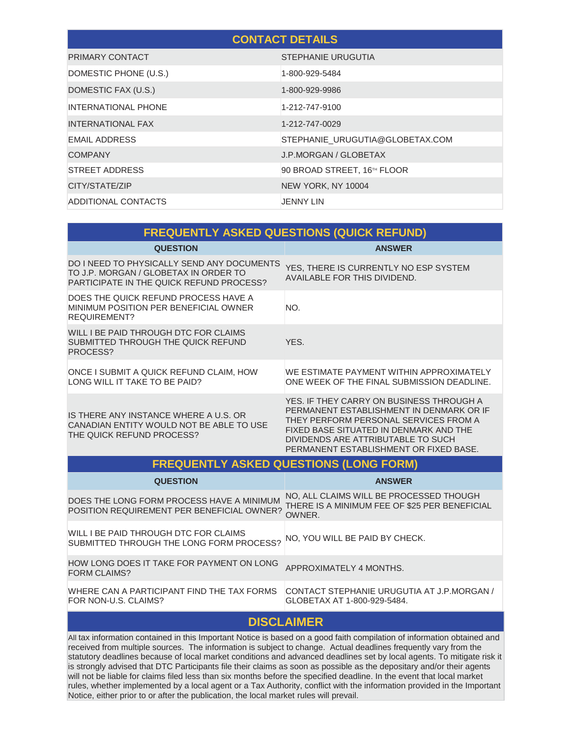| CONTACT DETAILS | |
|---|---|
| PRIMARY CONTACT | STEPHANIE URUGUTIA |
| DOMESTIC PHONE (U.S.) | 1-800-929-5484 |
| DOMESTIC FAX (U.S.) | 1-800-929-9986 |
| INTERNATIONAL PHONE | 1-212-747-9100 |
| INTERNATIONAL FAX | 1-212-747-0029 |
| EMAIL ADDRESS | STEPHANIE_URUGUTIA@GLOBETAX.COM |
| COMPANY | J.P.MORGAN / GLOBETAX |
| STREET ADDRESS | 90 BROAD STREET, 16TH FLOOR |
| CITY/STATE/ZIP | NEW YORK, NY 10004 |
| ADDITIONAL CONTACTS | JENNY LIN |

## FREQUENTLY ASKED QUESTIONS (QUICK REFUND)

| QUESTION | ANSWER |
|---|---|
| DO I NEED TO PHYSICALLY SEND ANY DOCUMENTS TO J.P. MORGAN / GLOBETAX IN ORDER TO PARTICIPATE IN THE QUICK REFUND PROCESS? | YES, THERE IS CURRENTLY NO ESP SYSTEM AVAILABLE FOR THIS DIVIDEND. |
| DOES THE QUICK REFUND PROCESS HAVE A MINIMUM POSITION PER BENEFICIAL OWNER REQUIREMENT? | NO. |
| WILL I BE PAID THROUGH DTC FOR CLAIMS SUBMITTED THROUGH THE QUICK REFUND PROCESS? | YES. |
| ONCE I SUBMIT A QUICK REFUND CLAIM, HOW LONG WILL IT TAKE TO BE PAID? | WE ESTIMATE PAYMENT WITHIN APPROXIMATELY ONE WEEK OF THE FINAL SUBMISSION DEADLINE. |
| IS THERE ANY INSTANCE WHERE A U.S. OR CANADIAN ENTITY WOULD NOT BE ABLE TO USE THE QUICK REFUND PROCESS? | YES. IF THEY CARRY ON BUSINESS THROUGH A PERMANENT ESTABLISHMENT IN DENMARK OR IF THEY PERFORM PERSONAL SERVICES FROM A FIXED BASE SITUATED IN DENMARK AND THE DIVIDENDS ARE ATTRIBUTABLE TO SUCH PERMANENT ESTABLISHMENT OR FIXED BASE. |

## FREQUENTLY ASKED QUESTIONS (LONG FORM)

| QUESTION | ANSWER |
|---|---|
| DOES THE LONG FORM PROCESS HAVE A MINIMUM POSITION REQUIREMENT PER BENEFICIAL OWNER? | NO, ALL CLAIMS WILL BE PROCESSED THOUGH THERE IS A MINIMUM FEE OF $25 PER BENEFICIAL OWNER. |
| WILL I BE PAID THROUGH DTC FOR CLAIMS SUBMITTED THROUGH THE LONG FORM PROCESS? | NO, YOU WILL BE PAID BY CHECK. |
| HOW LONG DOES IT TAKE FOR PAYMENT ON LONG FORM CLAIMS? | APPROXIMATELY 4 MONTHS. |
| WHERE CAN A PARTICIPANT FIND THE TAX FORMS FOR NON-U.S. CLAIMS? | CONTACT STEPHANIE URUGUTIA AT J.P.MORGAN / GLOBETAX AT 1-800-929-5484. |

## DISCLAIMER

All tax information contained in this Important Notice is based on a good faith compilation of information obtained and received from multiple sources. The information is subject to change. Actual deadlines frequently vary from the statutory deadlines because of local market conditions and advanced deadlines set by local agents. To mitigate risk it is strongly advised that DTC Participants file their claims as soon as possible as the depositary and/or their agents will not be liable for claims filed less than six months before the specified deadline. In the event that local market rules, whether implemented by a local agent or a Tax Authority, conflict with the information provided in the Important Notice, either prior to or after the publication, the local market rules will prevail.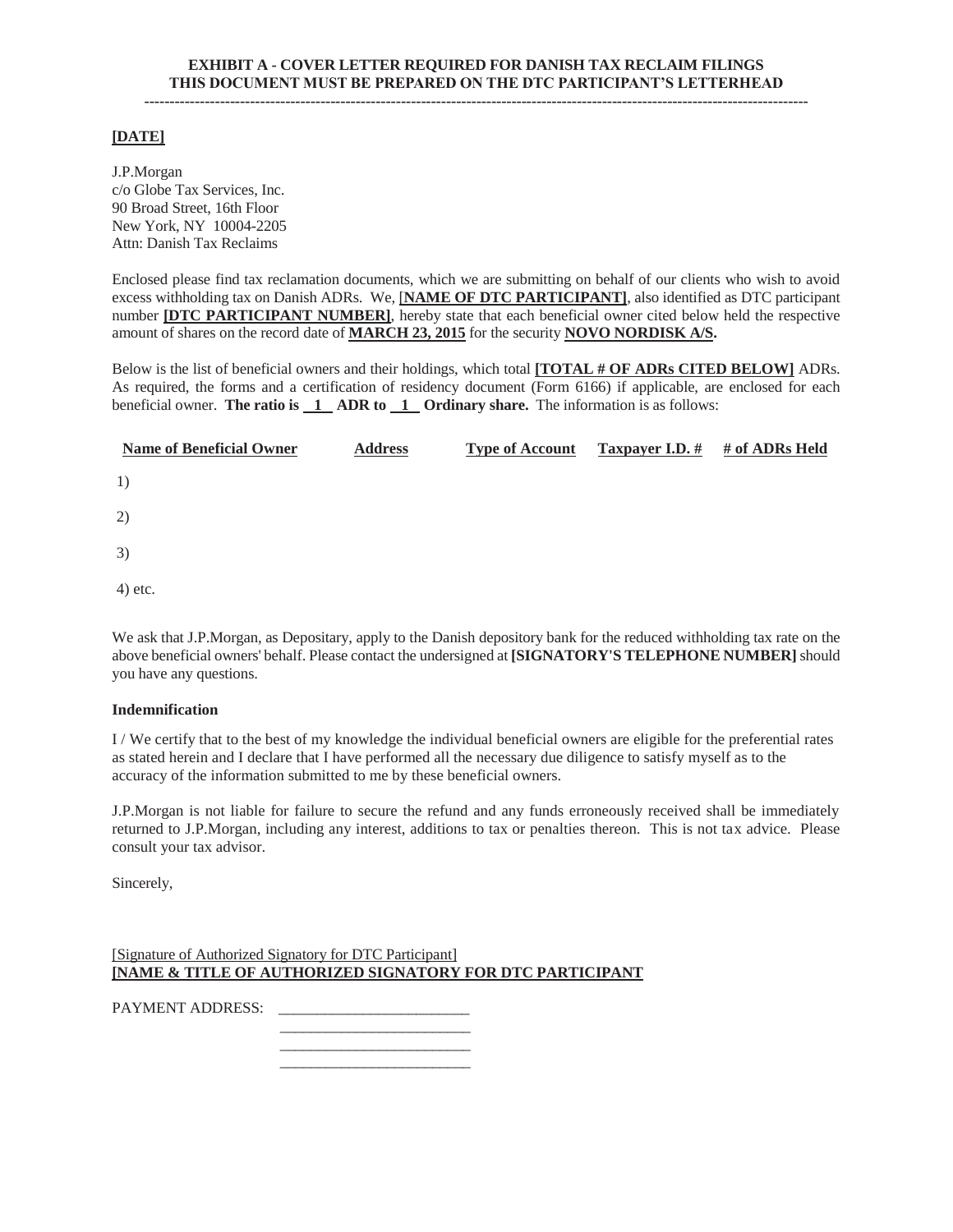**EXHIBIT A - COVER LETTER REQUIRED FOR DANISH TAX RECLAIM FILINGS**
**THIS DOCUMENT MUST BE PREPARED ON THE DTC PARTICIPANT'S LETTERHEAD**

---

**[DATE]**

J.P.Morgan
c/o Globe Tax Services, Inc.
90 Broad Street, 16th Floor
New York, NY 10004-2205
Attn: Danish Tax Reclaims

Enclosed please find tax reclamation documents, which we are submitting on behalf of our clients who wish to avoid excess withholding tax on Danish ADRs. We, [**NAME OF DTC PARTICIPANT]**, also identified as DTC participant number **[DTC PARTICIPANT NUMBER]**, hereby state that each beneficial owner cited below held the respective amount of shares on the record date of **MARCH 23, 2015** for the security **NOVO NORDISK A/S.**

Below is the list of beneficial owners and their holdings, which total **[TOTAL # OF ADRs CITED BELOW]** ADRs. As required, the forms and a certification of residency document (Form 6166) if applicable, are enclosed for each beneficial owner. **The ratio is 1 ADR to 1 Ordinary share.** The information is as follows:

| Name of Beneficial Owner | Address | Type of Account | Taxpayer I.D. # | # of ADRs Held |
|---|---|---|---|---|
| 1) | | | | |
| 2) | | | | |
| 3) | | | | |
| 4) etc. | | | | |

We ask that J.P.Morgan, as Depositary, apply to the Danish depository bank for the reduced withholding tax rate on the above beneficial owners' behalf. Please contact the undersigned at **[SIGNATORY'S TELEPHONE NUMBER]** should you have any questions.

**Indemnification**

I / We certify that to the best of my knowledge the individual beneficial owners are eligible for the preferential rates as stated herein and I declare that I have performed all the necessary due diligence to satisfy myself as to the accuracy of the information submitted to me by these beneficial owners.

J.P.Morgan is not liable for failure to secure the refund and any funds erroneously received shall be immediately returned to J.P.Morgan, including any interest, additions to tax or penalties thereon. This is not tax advice. Please consult your tax advisor.

Sincerely,

[Signature of Authorized Signatory for DTC Participant]
**[NAME & TITLE OF AUTHORIZED SIGNATORY FOR DTC PARTICIPANT**

PAYMENT ADDRESS: ________________________
________________________
________________________
________________________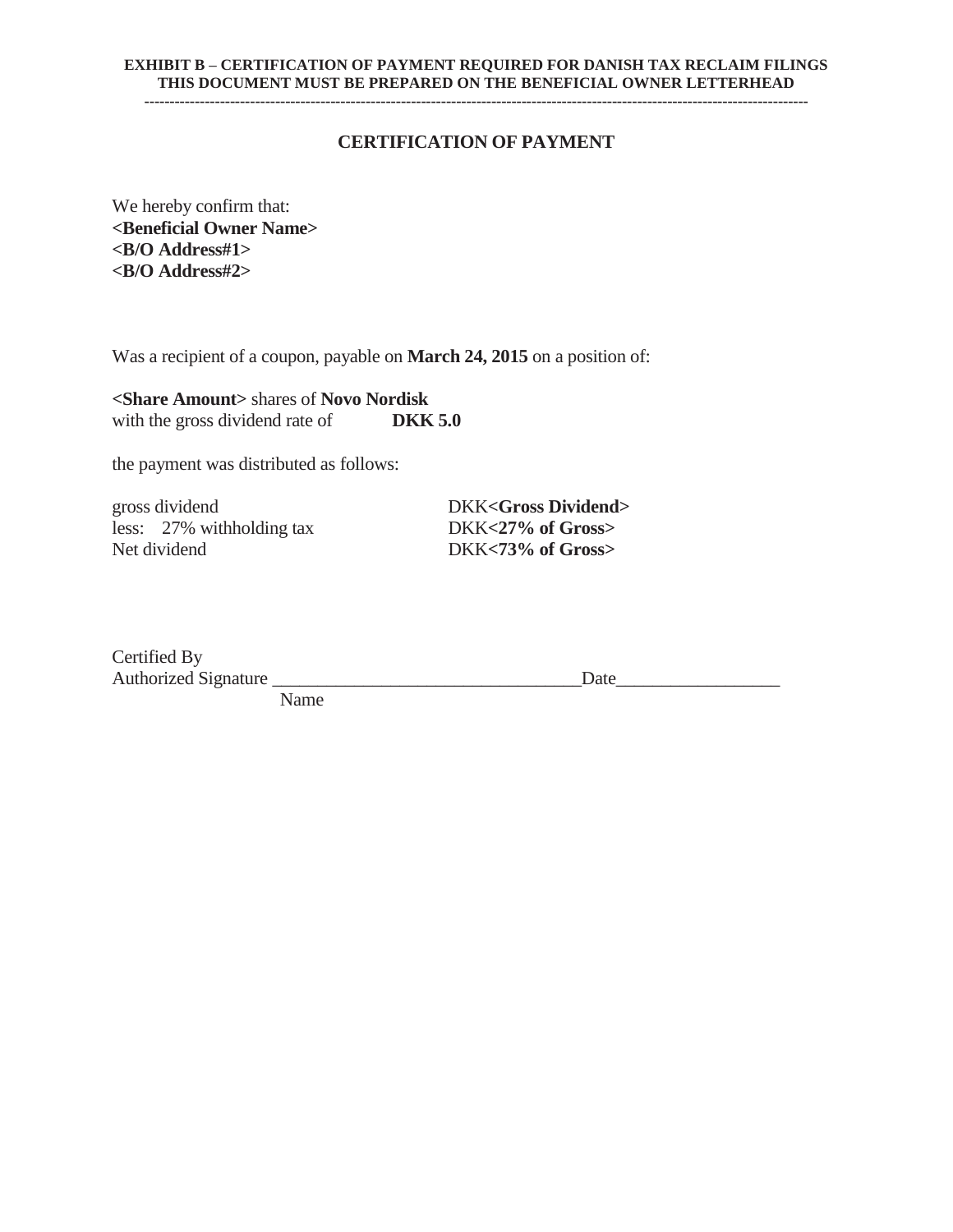**EXHIBIT B – CERTIFICATION OF PAYMENT REQUIRED FOR DANISH TAX RECLAIM FILINGS**
**THIS DOCUMENT MUST BE PREPARED ON THE BENEFICIAL OWNER LETTERHEAD**

---

## CERTIFICATION OF PAYMENT

We hereby confirm that:
**<Beneficial Owner Name>**
**<B/O Address#1>**
**<B/O Address#2>**

Was a recipient of a coupon, payable on **March 24, 2015** on a position of:

**<Share Amount>** shares of **Novo Nordisk**
with the gross dividend rate of **DKK 5.0**

the payment was distributed as follows:

| | |
|---|---|
| gross dividend | DKK**<Gross Dividend>** |
| less: 27% withholding tax | DKK**<27% of Gross>** |
| Net dividend | DKK**<73% of Gross>** |

Certified By
Authorized Signature ________________________________Date_________________
Name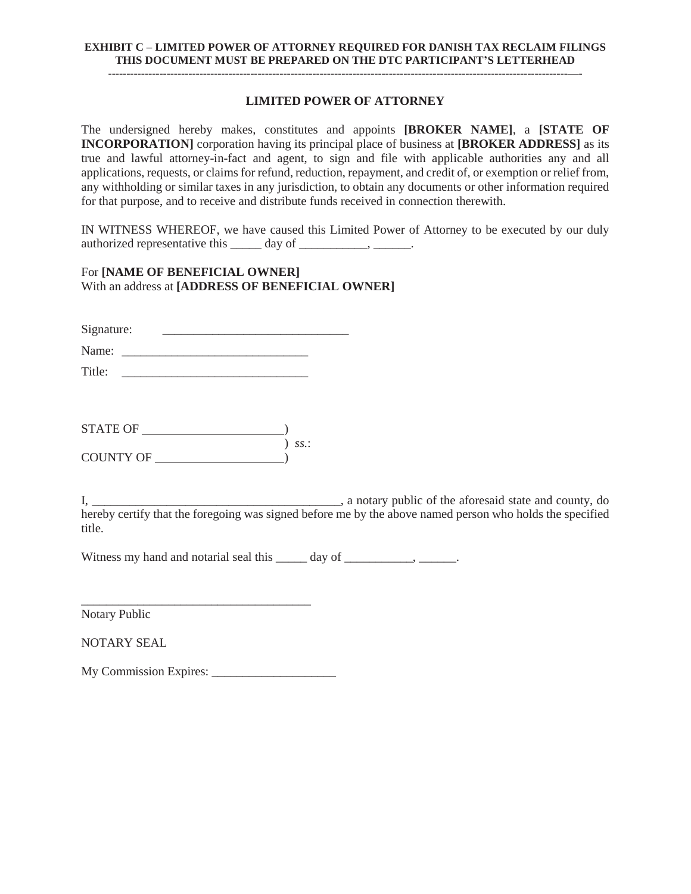**EXHIBIT C – LIMITED POWER OF ATTORNEY REQUIRED FOR DANISH TAX RECLAIM FILINGS**
**THIS DOCUMENT MUST BE PREPARED ON THE DTC PARTICIPANT'S LETTERHEAD**

---

## LIMITED POWER OF ATTORNEY

The undersigned hereby makes, constitutes and appoints **[BROKER NAME]**, a **[STATE OF INCORPORATION]** corporation having its principal place of business at **[BROKER ADDRESS]** as its true and lawful attorney-in-fact and agent, to sign and file with applicable authorities any and all applications, requests, or claims for refund, reduction, repayment, and credit of, or exemption or relief from, any withholding or similar taxes in any jurisdiction, to obtain any documents or other information required for that purpose, and to receive and distribute funds received in connection therewith.

IN WITNESS WHEREOF, we have caused this Limited Power of Attorney to be executed by our duly authorized representative this _____ day of ___________, ______.

For **[NAME OF BENEFICIAL OWNER]**
With an address at **[ADDRESS OF BENEFICIAL OWNER]**

Signature: ______________________________

Name: ______________________________

Title: ______________________________

STATE OF ______________________)
) *ss.*:
COUNTY OF ____________________)

I, ________________________________________, a notary public of the aforesaid state and county, do hereby certify that the foregoing was signed before me by the above named person who holds the specified title.

Witness my hand and notarial seal this _____ day of ___________, ______.

_____________________________________
Notary Public

NOTARY SEAL

My Commission Expires: ____________________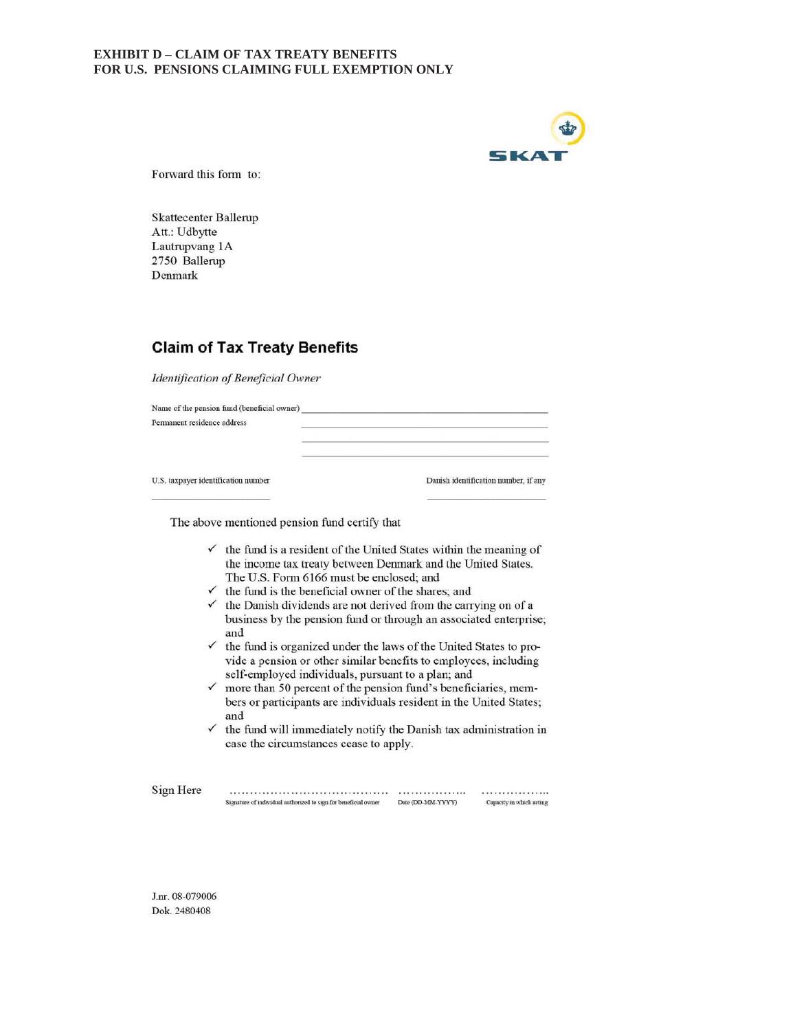**EXHIBIT D – CLAIM OF TAX TREATY BENEFITS**
**FOR U.S. PENSIONS CLAIMING FULL EXEMPTION ONLY**

SKAT

Forward this form to:

Skattecenter Ballerup
Att.: Udbytte
Lautrupvang 1A
2750 Ballerup
Denmark

## Claim of Tax Treaty Benefits

*Identification of Beneficial Owner*

Name of the pension fund (beneficial owner) ______________________________

Permanent residence address ______________________________

______________________________

______________________________

U.S. taxpayer identification number ______________________________

Danish identification number, if any ______________________________

The above mentioned pension fund certify that

- ✓ the fund is a resident of the United States within the meaning of the income tax treaty between Denmark and the United States. The U.S. Form 6166 must be enclosed; and
- ✓ the fund is the beneficial owner of the shares; and
- ✓ the Danish dividends are not derived from the carrying on of a business by the pension fund or through an associated enterprise; and
- ✓ the fund is organized under the laws of the United States to provide a pension or other similar benefits to employees, including self-employed individuals, pursuant to a plan; and
- ✓ more than 50 percent of the pension fund's beneficiaries, members or participants are individuals resident in the United States; and
- ✓ the fund will immediately notify the Danish tax administration in case the circumstances cease to apply.

Sign Here ……………………………………… ……………… ………………

Signature of individual authorized to sign for beneficial owner — Date (DD-MM-YYYY) — Capacity in which acting

J.nr. 08-079006
Dok. 2480408